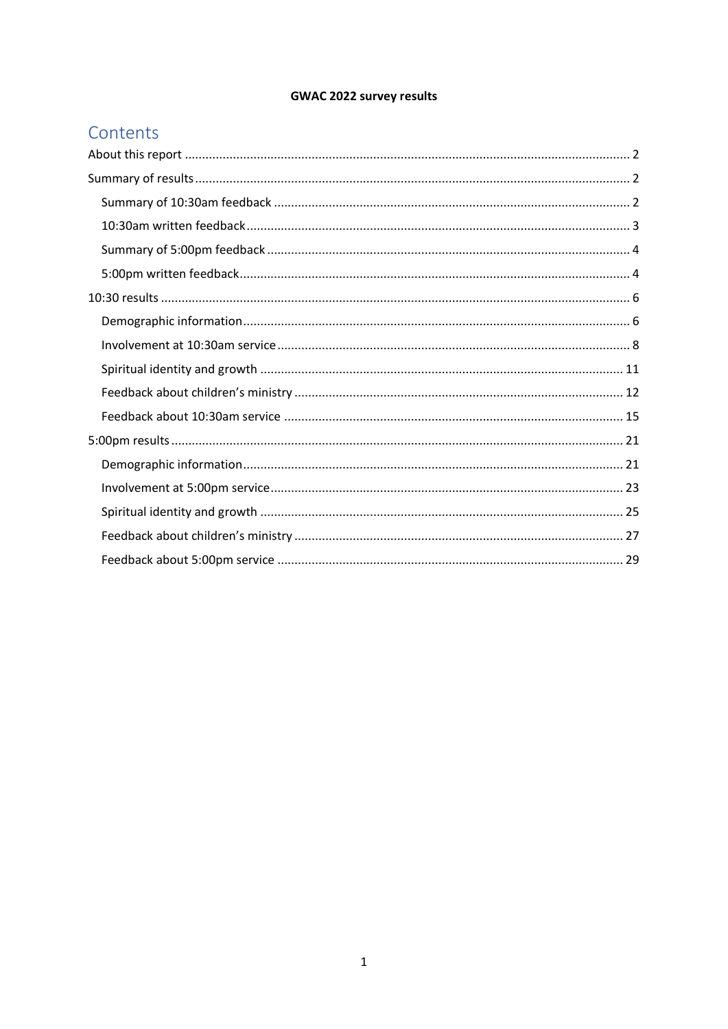**GWAC 2022 survey results**

# Contents

- About this report ........ 2
- Summary of results ........ 2
  - Summary of 10:30am feedback ........ 2
  - 10:30am written feedback ........ 3
  - Summary of 5:00pm feedback ........ 4
  - 5:00pm written feedback ........ 4
- 10:30 results ........ 6
  - Demographic information ........ 6
  - Involvement at 10:30am service ........ 8
  - Spiritual identity and growth ........ 11
  - Feedback about children's ministry ........ 12
  - Feedback about 10:30am service ........ 15
- 5:00pm results ........ 21
  - Demographic information ........ 21
  - Involvement at 5:00pm service ........ 23
  - Spiritual identity and growth ........ 25
  - Feedback about children's ministry ........ 27
  - Feedback about 5:00pm service ........ 29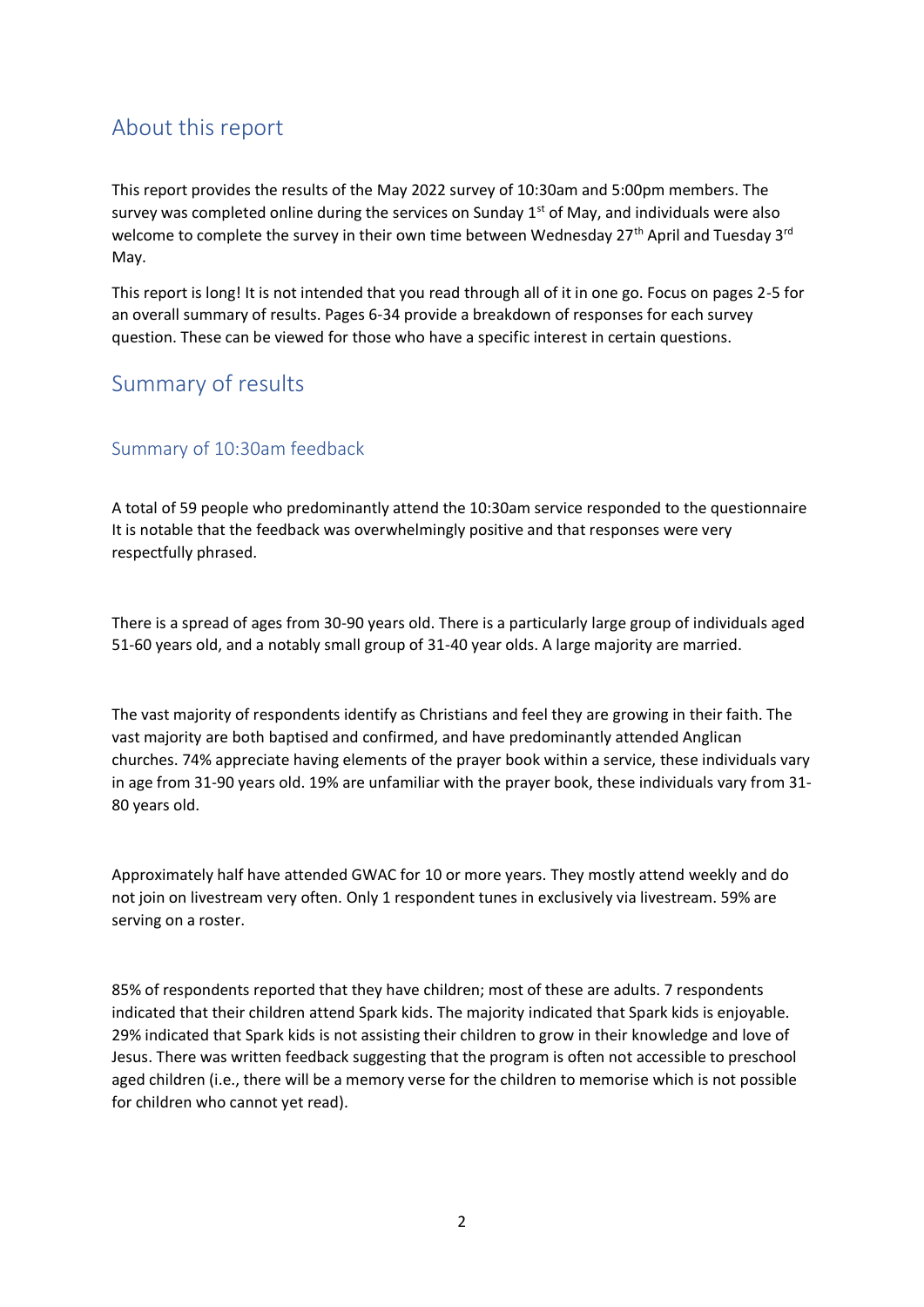## About this report

This report provides the results of the May 2022 survey of 10:30am and 5:00pm members. The survey was completed online during the services on Sunday 1st of May, and individuals were also welcome to complete the survey in their own time between Wednesday 27th April and Tuesday 3rd May.

This report is long! It is not intended that you read through all of it in one go. Focus on pages 2-5 for an overall summary of results. Pages 6-34 provide a breakdown of responses for each survey question. These can be viewed for those who have a specific interest in certain questions.

## Summary of results

### Summary of 10:30am feedback

A total of 59 people who predominantly attend the 10:30am service responded to the questionnaire It is notable that the feedback was overwhelmingly positive and that responses were very respectfully phrased.

There is a spread of ages from 30-90 years old. There is a particularly large group of individuals aged 51-60 years old, and a notably small group of 31-40 year olds. A large majority are married.

The vast majority of respondents identify as Christians and feel they are growing in their faith. The vast majority are both baptised and confirmed, and have predominantly attended Anglican churches. 74% appreciate having elements of the prayer book within a service, these individuals vary in age from 31-90 years old. 19% are unfamiliar with the prayer book, these individuals vary from 31-80 years old.

Approximately half have attended GWAC for 10 or more years. They mostly attend weekly and do not join on livestream very often. Only 1 respondent tunes in exclusively via livestream. 59% are serving on a roster.

85% of respondents reported that they have children; most of these are adults. 7 respondents indicated that their children attend Spark kids. The majority indicated that Spark kids is enjoyable. 29% indicated that Spark kids is not assisting their children to grow in their knowledge and love of Jesus. There was written feedback suggesting that the program is often not accessible to preschool aged children (i.e., there will be a memory verse for the children to memorise which is not possible for children who cannot yet read).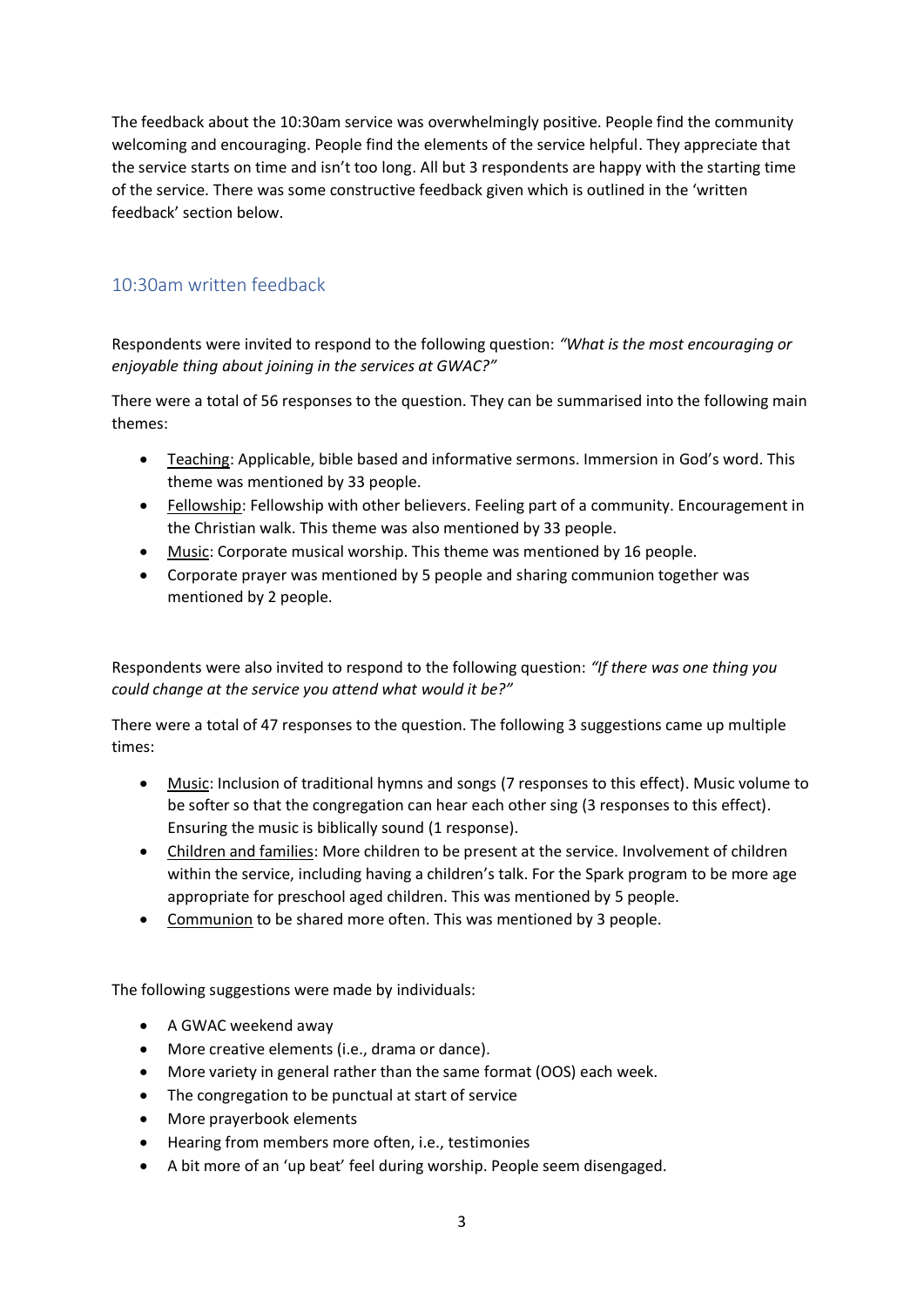The feedback about the 10:30am service was overwhelmingly positive. People find the community welcoming and encouraging. People find the elements of the service helpful. They appreciate that the service starts on time and isn't too long. All but 3 respondents are happy with the starting time of the service. There was some constructive feedback given which is outlined in the 'written feedback' section below.

## 10:30am written feedback

Respondents were invited to respond to the following question: *"What is the most encouraging or enjoyable thing about joining in the services at GWAC?"*

There were a total of 56 responses to the question. They can be summarised into the following main themes:

- Teaching: Applicable, bible based and informative sermons. Immersion in God's word. This theme was mentioned by 33 people.
- Fellowship: Fellowship with other believers. Feeling part of a community. Encouragement in the Christian walk. This theme was also mentioned by 33 people.
- Music: Corporate musical worship. This theme was mentioned by 16 people.
- Corporate prayer was mentioned by 5 people and sharing communion together was mentioned by 2 people.

Respondents were also invited to respond to the following question: *"If there was one thing you could change at the service you attend what would it be?"*

There were a total of 47 responses to the question. The following 3 suggestions came up multiple times:

- Music: Inclusion of traditional hymns and songs (7 responses to this effect). Music volume to be softer so that the congregation can hear each other sing (3 responses to this effect). Ensuring the music is biblically sound (1 response).
- Children and families: More children to be present at the service. Involvement of children within the service, including having a children's talk. For the Spark program to be more age appropriate for preschool aged children. This was mentioned by 5 people.
- Communion to be shared more often. This was mentioned by 3 people.

The following suggestions were made by individuals:

- A GWAC weekend away
- More creative elements (i.e., drama or dance).
- More variety in general rather than the same format (OOS) each week.
- The congregation to be punctual at start of service
- More prayerbook elements
- Hearing from members more often, i.e., testimonies
- A bit more of an 'up beat' feel during worship. People seem disengaged.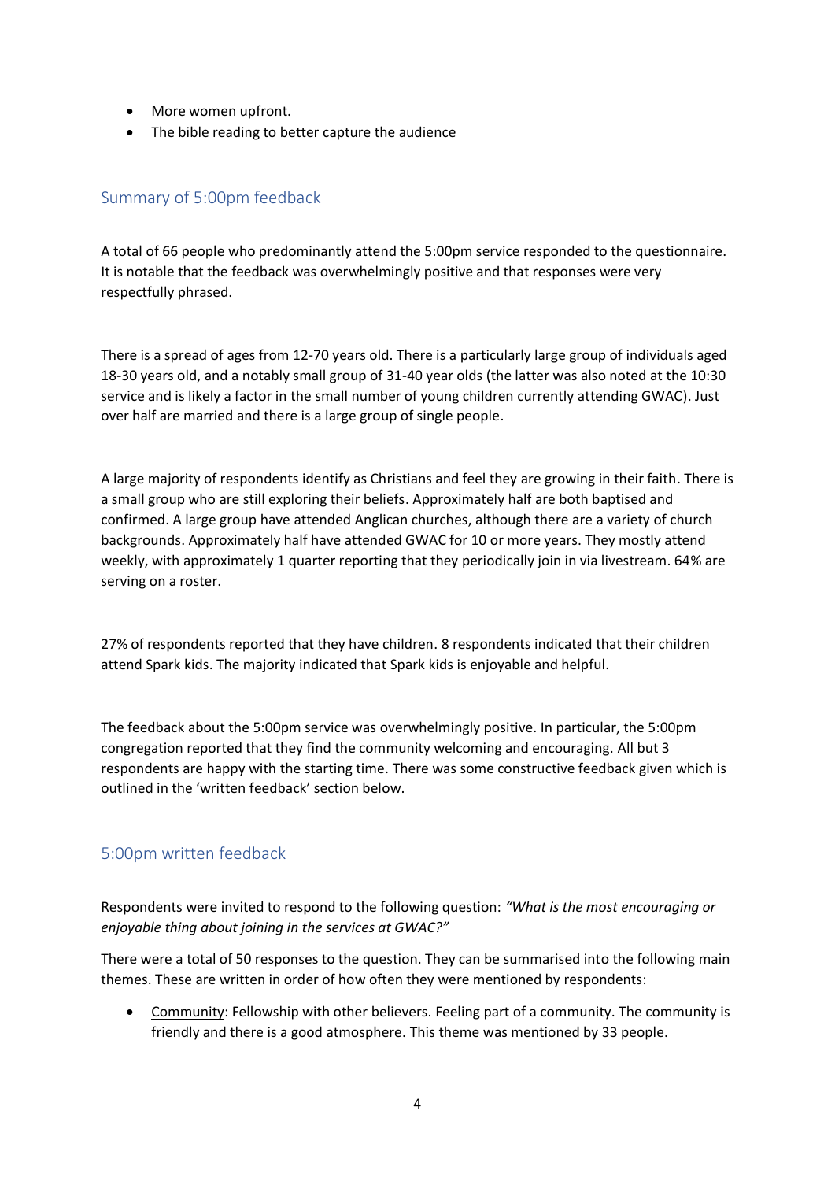- More women upfront.
- The bible reading to better capture the audience

## Summary of 5:00pm feedback

A total of 66 people who predominantly attend the 5:00pm service responded to the questionnaire. It is notable that the feedback was overwhelmingly positive and that responses were very respectfully phrased.

There is a spread of ages from 12-70 years old. There is a particularly large group of individuals aged 18-30 years old, and a notably small group of 31-40 year olds (the latter was also noted at the 10:30 service and is likely a factor in the small number of young children currently attending GWAC). Just over half are married and there is a large group of single people.

A large majority of respondents identify as Christians and feel they are growing in their faith. There is a small group who are still exploring their beliefs. Approximately half are both baptised and confirmed. A large group have attended Anglican churches, although there are a variety of church backgrounds. Approximately half have attended GWAC for 10 or more years. They mostly attend weekly, with approximately 1 quarter reporting that they periodically join in via livestream. 64% are serving on a roster.

27% of respondents reported that they have children. 8 respondents indicated that their children attend Spark kids. The majority indicated that Spark kids is enjoyable and helpful.

The feedback about the 5:00pm service was overwhelmingly positive. In particular, the 5:00pm congregation reported that they find the community welcoming and encouraging. All but 3 respondents are happy with the starting time. There was some constructive feedback given which is outlined in the 'written feedback' section below.

## 5:00pm written feedback

Respondents were invited to respond to the following question: *"What is the most encouraging or enjoyable thing about joining in the services at GWAC?"*

There were a total of 50 responses to the question. They can be summarised into the following main themes. These are written in order of how often they were mentioned by respondents:

- <u>Community</u>: Fellowship with other believers. Feeling part of a community. The community is friendly and there is a good atmosphere. This theme was mentioned by 33 people.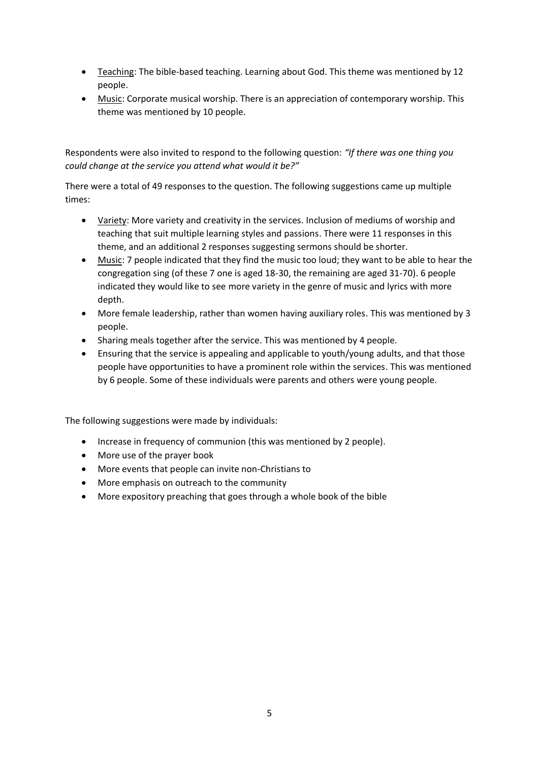- Teaching: The bible-based teaching. Learning about God. This theme was mentioned by 12 people.
- Music: Corporate musical worship. There is an appreciation of contemporary worship. This theme was mentioned by 10 people.

Respondents were also invited to respond to the following question: *"If there was one thing you could change at the service you attend what would it be?"*

There were a total of 49 responses to the question. The following suggestions came up multiple times:

- Variety: More variety and creativity in the services. Inclusion of mediums of worship and teaching that suit multiple learning styles and passions. There were 11 responses in this theme, and an additional 2 responses suggesting sermons should be shorter.
- Music: 7 people indicated that they find the music too loud; they want to be able to hear the congregation sing (of these 7 one is aged 18-30, the remaining are aged 31-70). 6 people indicated they would like to see more variety in the genre of music and lyrics with more depth.
- More female leadership, rather than women having auxiliary roles. This was mentioned by 3 people.
- Sharing meals together after the service. This was mentioned by 4 people.
- Ensuring that the service is appealing and applicable to youth/young adults, and that those people have opportunities to have a prominent role within the services. This was mentioned by 6 people. Some of these individuals were parents and others were young people.

The following suggestions were made by individuals:

- Increase in frequency of communion (this was mentioned by 2 people).
- More use of the prayer book
- More events that people can invite non-Christians to
- More emphasis on outreach to the community
- More expository preaching that goes through a whole book of the bible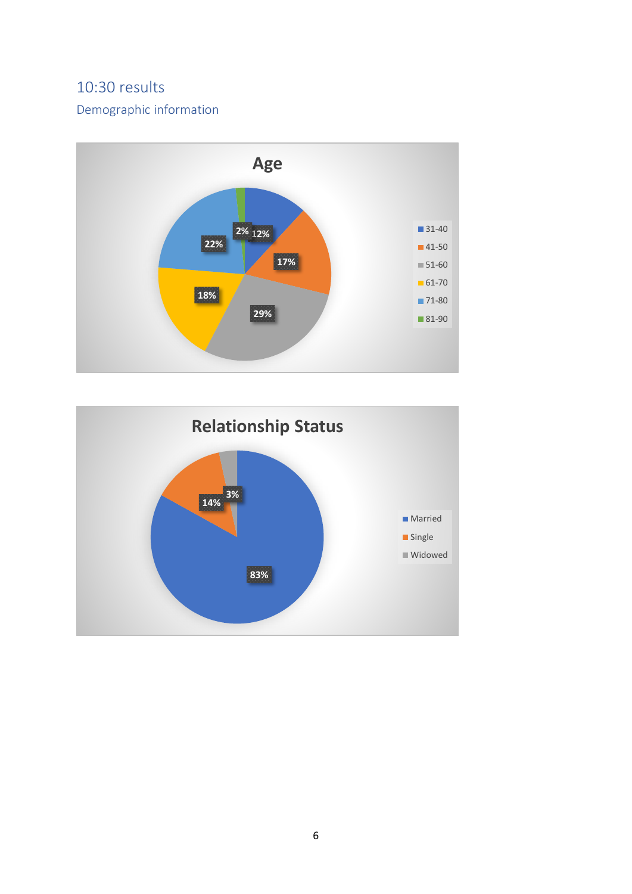## 10:30 results

### Demographic information

**Age**

| Age | Percentage |
|---|---|
| 31-40 | 12% |
| 41-50 | 17% |
| 51-60 | 29% |
| 61-70 | 18% |
| 71-80 | 22% |
| 81-90 | 2% |

**Relationship Status**

| Status | Percentage |
|---|---|
| Married | 83% |
| Single | 14% |
| Widowed | 3% |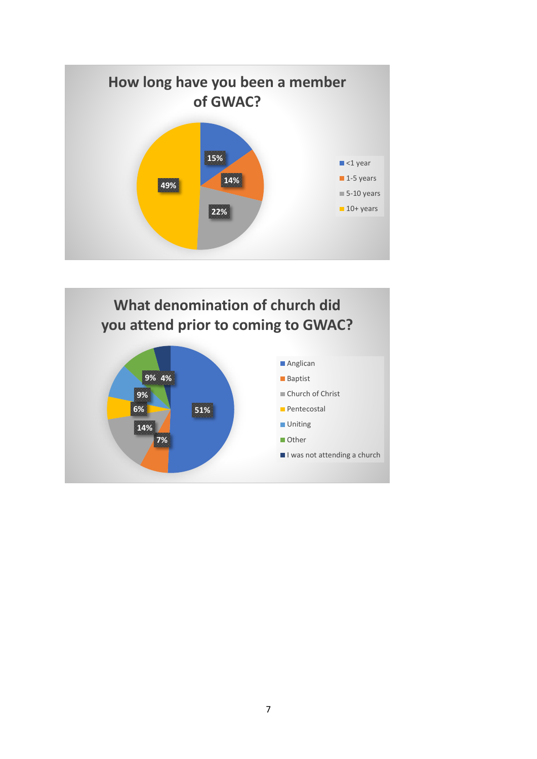## How long have you been a member of GWAC?

| Response | Percentage |
|---|---|
| <1 year | 15% |
| 1-5 years | 14% |
| 5-10 years | 22% |
| 10+ years | 49% |

## What denomination of church did you attend prior to coming to GWAC?

| Response | Percentage |
|---|---|
| Anglican | 51% |
| Baptist | 7% |
| Church of Christ | 14% |
| Pentecostal | 6% |
| Uniting | 9% |
| Other | 9% |
| I was not attending a church | 4% |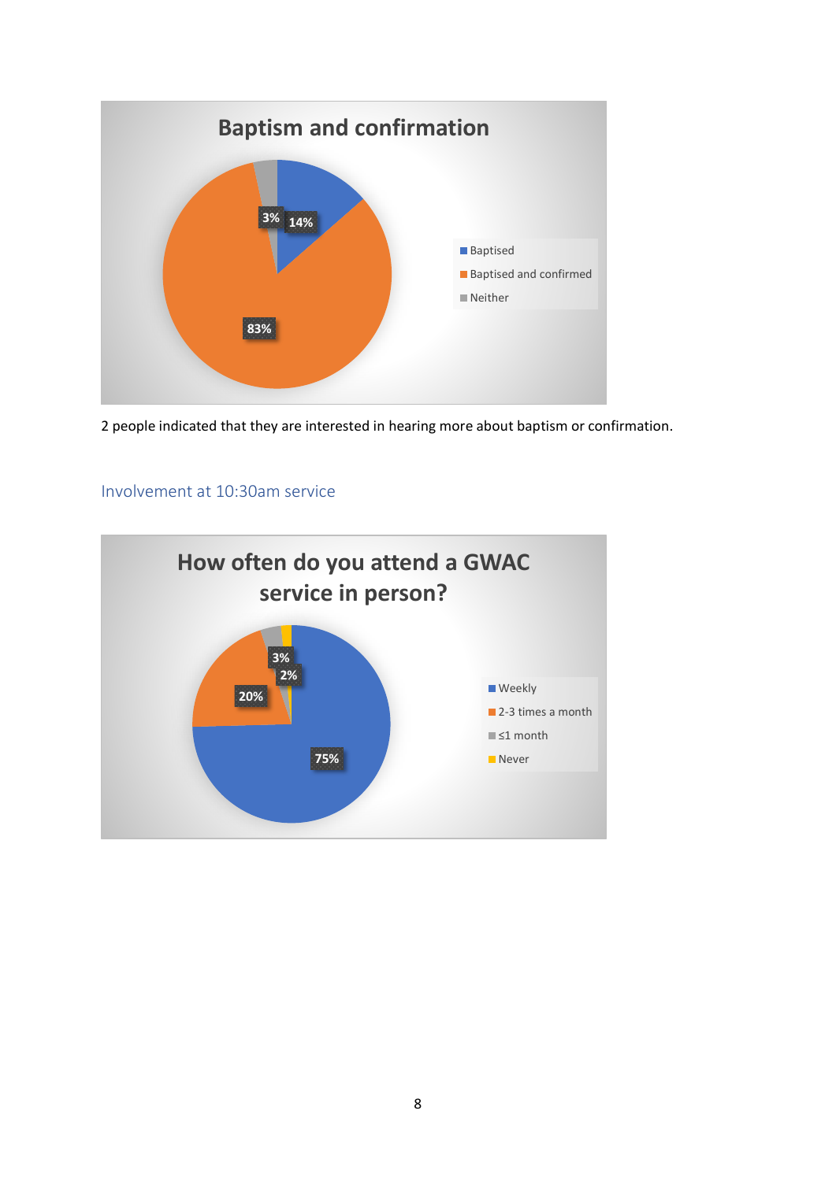**Baptism and confirmation**

- Baptised: 14%
- Baptised and confirmed: 83%
- Neither: 3%

2 people indicated that they are interested in hearing more about baptism or confirmation.

## Involvement at 10:30am service

**How often do you attend a GWAC service in person?**

- Weekly: 75%
- 2-3 times a month: 20%
- ≤1 month: 3%
- Never: 2%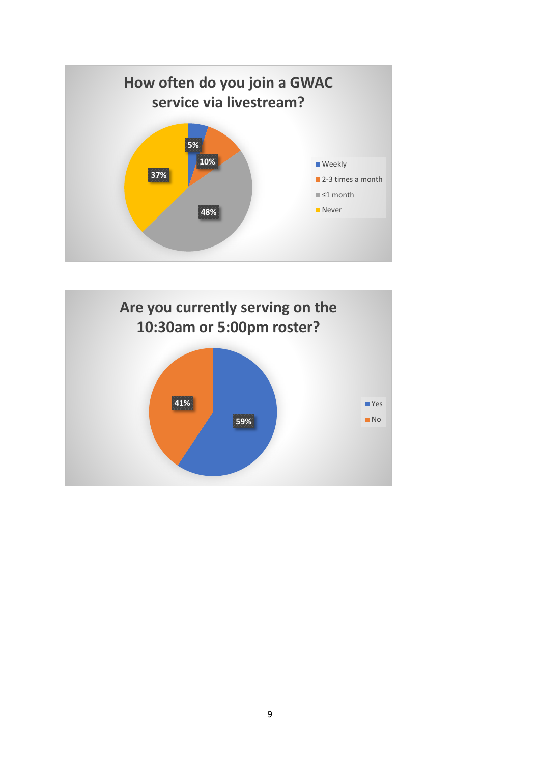**How often do you join a GWAC service via livestream?**

| Response | Percentage |
| --- | --- |
| Weekly | 5% |
| 2-3 times a month | 10% |
| ≤1 month | 48% |
| Never | 37% |

**Are you currently serving on the 10:30am or 5:00pm roster?**

| Response | Percentage |
| --- | --- |
| Yes | 59% |
| No | 41% |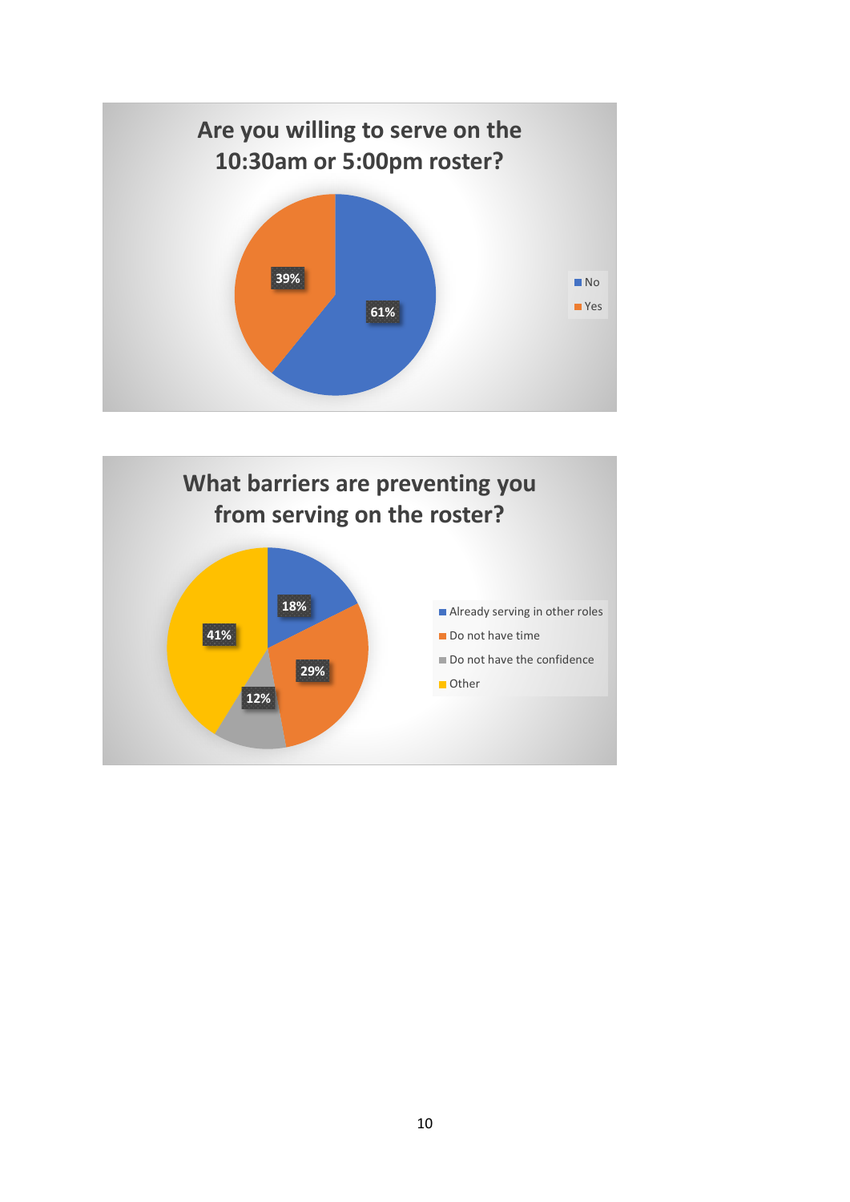## Are you willing to serve on the 10:30am or 5:00pm roster?

| Response | Percentage |
| --- | --- |
| No | 61% |
| Yes | 39% |

## What barriers are preventing you from serving on the roster?

| Barrier | Percentage |
| --- | --- |
| Already serving in other roles | 18% |
| Do not have time | 29% |
| Do not have the confidence | 12% |
| Other | 41% |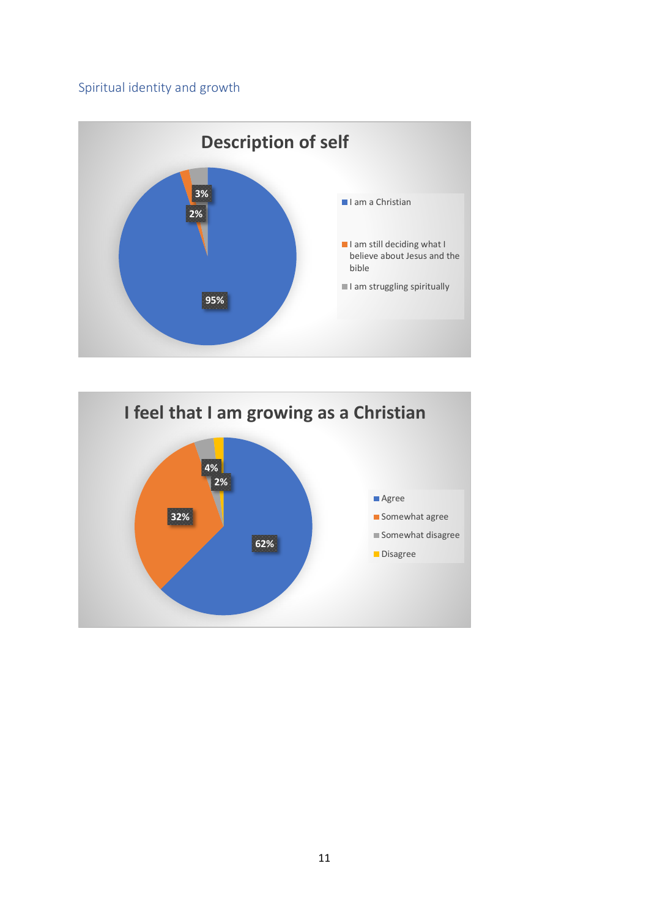## Spiritual identity and growth

**Description of self**

- I am a Christian: 95%
- I am still deciding what I believe about Jesus and the bible: 2%
- I am struggling spiritually: 3%

**I feel that I am growing as a Christian**

- Agree: 62%
- Somewhat agree: 32%
- Somewhat disagree: 4%
- Disagree: 2%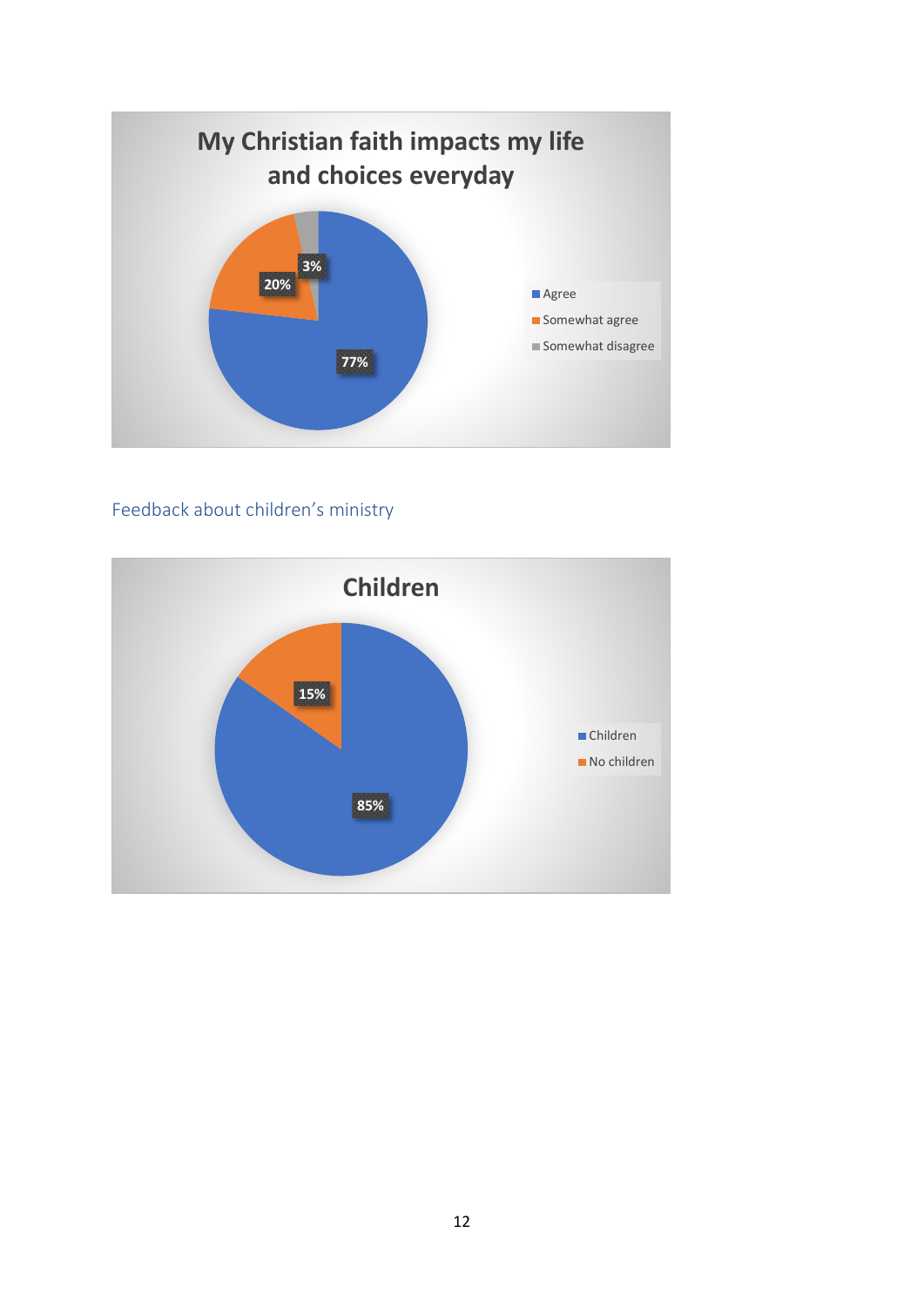**My Christian faith impacts my life and choices everyday**

| Response | Percentage |
| --- | --- |
| Agree | 77% |
| Somewhat agree | 20% |
| Somewhat disagree | 3% |

## Feedback about children's ministry

**Children**

| Response | Percentage |
| --- | --- |
| Children | 85% |
| No children | 15% |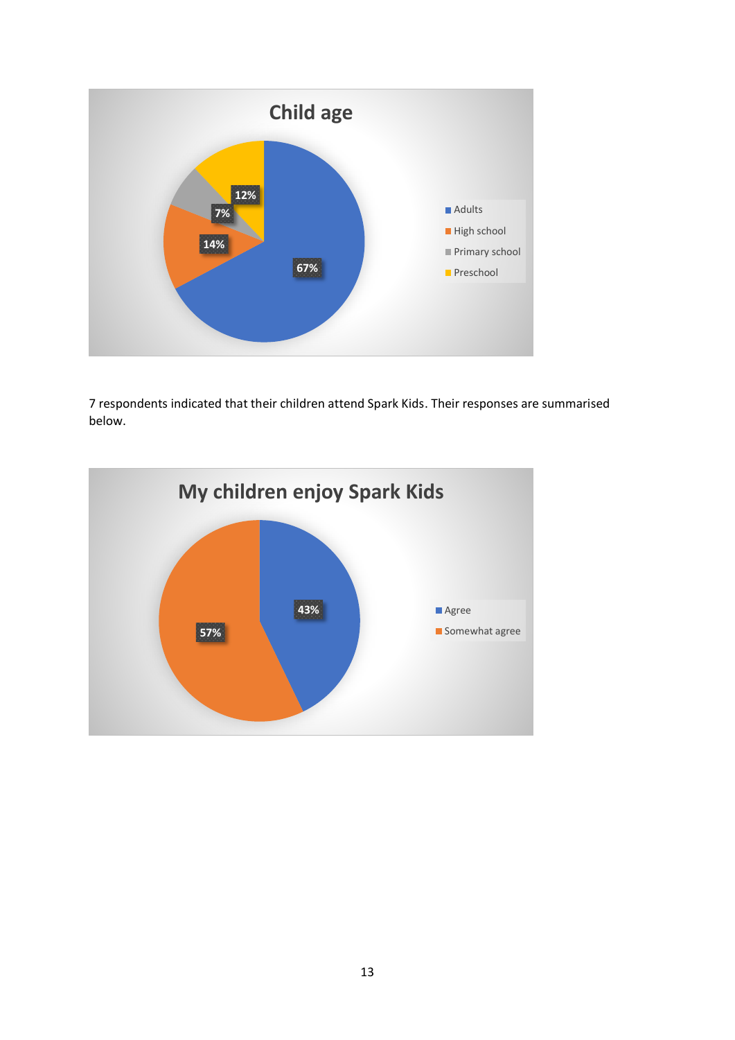**Child age**

| Category | Percentage |
| --- | --- |
| Adults | 67% |
| High school | 14% |
| Primary school | 7% |
| Preschool | 12% |

7 respondents indicated that their children attend Spark Kids. Their responses are summarised below.

**My children enjoy Spark Kids**

| Response | Percentage |
| --- | --- |
| Agree | 43% |
| Somewhat agree | 57% |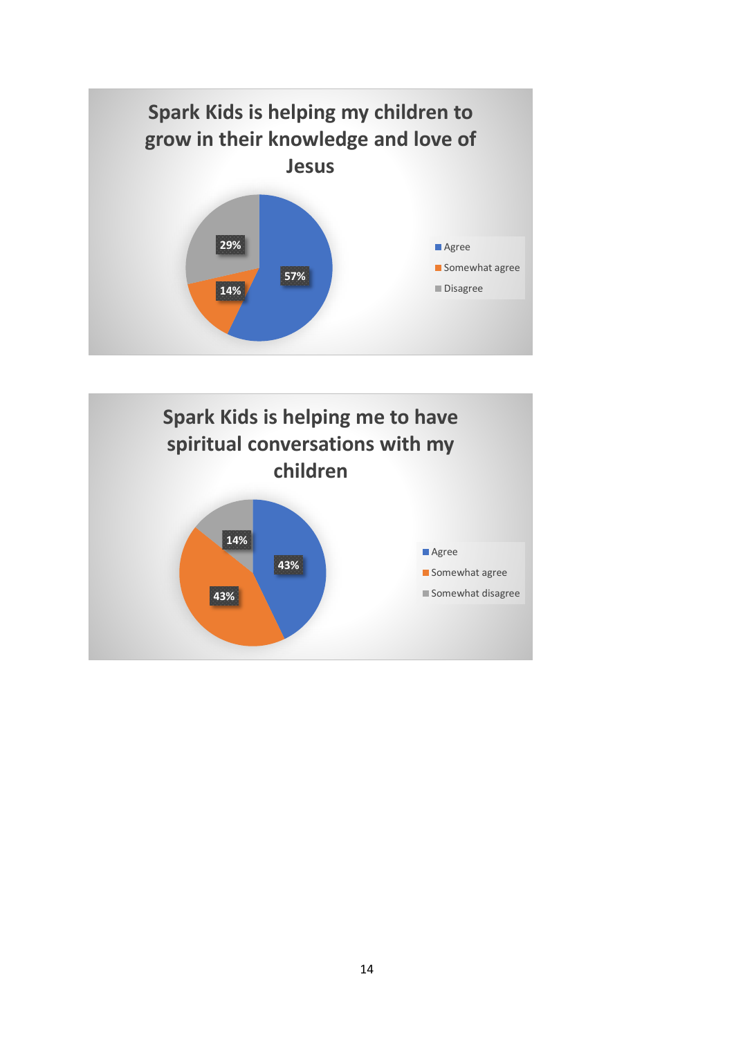**Spark Kids is helping my children to grow in their knowledge and love of Jesus**

| Response | Percentage |
| --- | --- |
| Agree | 57% |
| Somewhat agree | 14% |
| Disagree | 29% |

**Spark Kids is helping me to have spiritual conversations with my children**

| Response | Percentage |
| --- | --- |
| Agree | 43% |
| Somewhat agree | 43% |
| Somewhat disagree | 14% |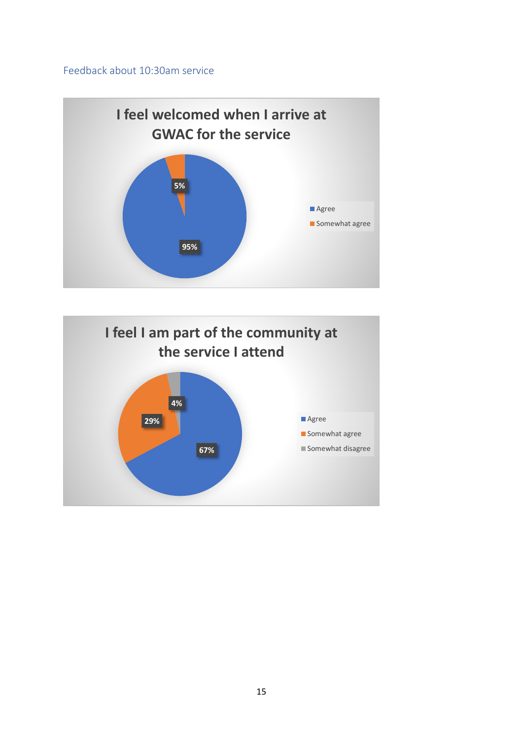## Feedback about 10:30am service

**I feel welcomed when I arrive at GWAC for the service**

- Agree: 95%
- Somewhat agree: 5%

**I feel I am part of the community at the service I attend**

- Agree: 67%
- Somewhat agree: 29%
- Somewhat disagree: 4%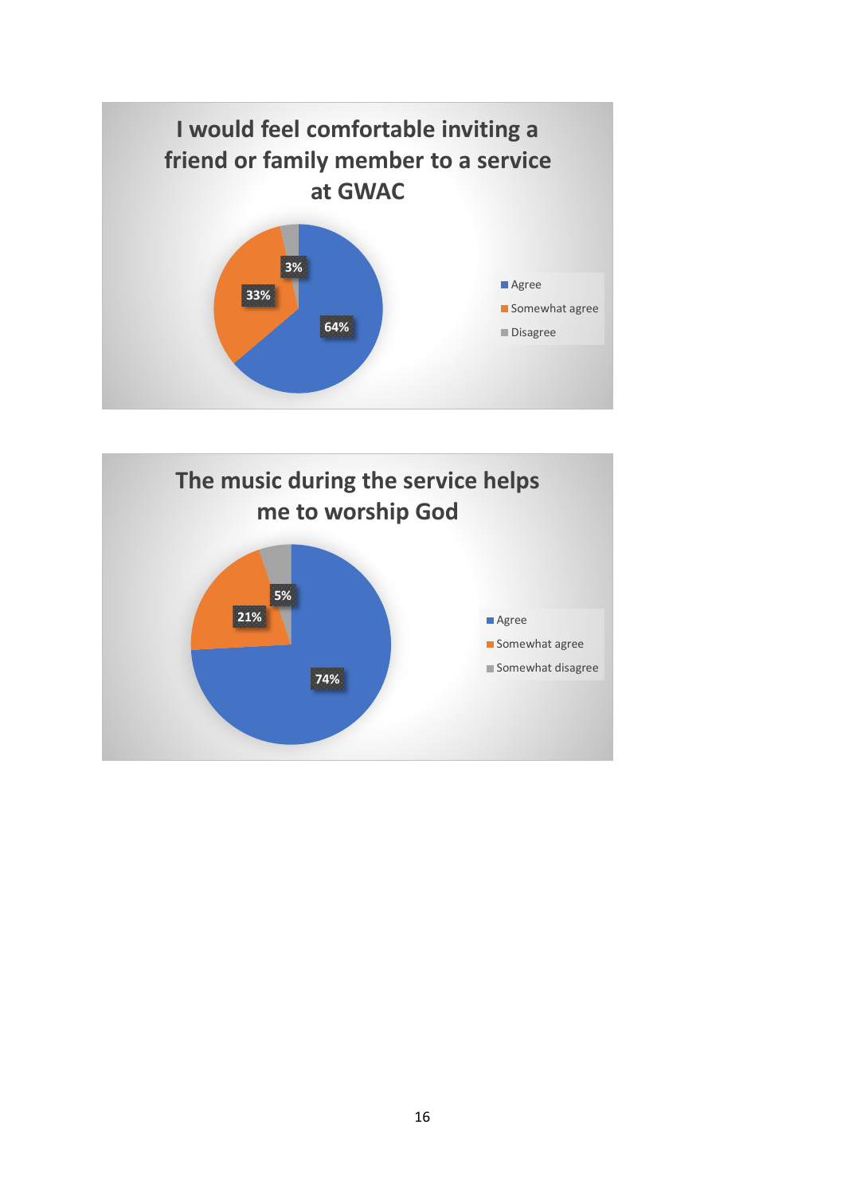## I would feel comfortable inviting a friend or family member to a service at GWAC

| Response | Percentage |
| --- | --- |
| Agree | 64% |
| Somewhat agree | 33% |
| Disagree | 3% |

## The music during the service helps me to worship God

| Response | Percentage |
| --- | --- |
| Agree | 74% |
| Somewhat agree | 21% |
| Somewhat disagree | 5% |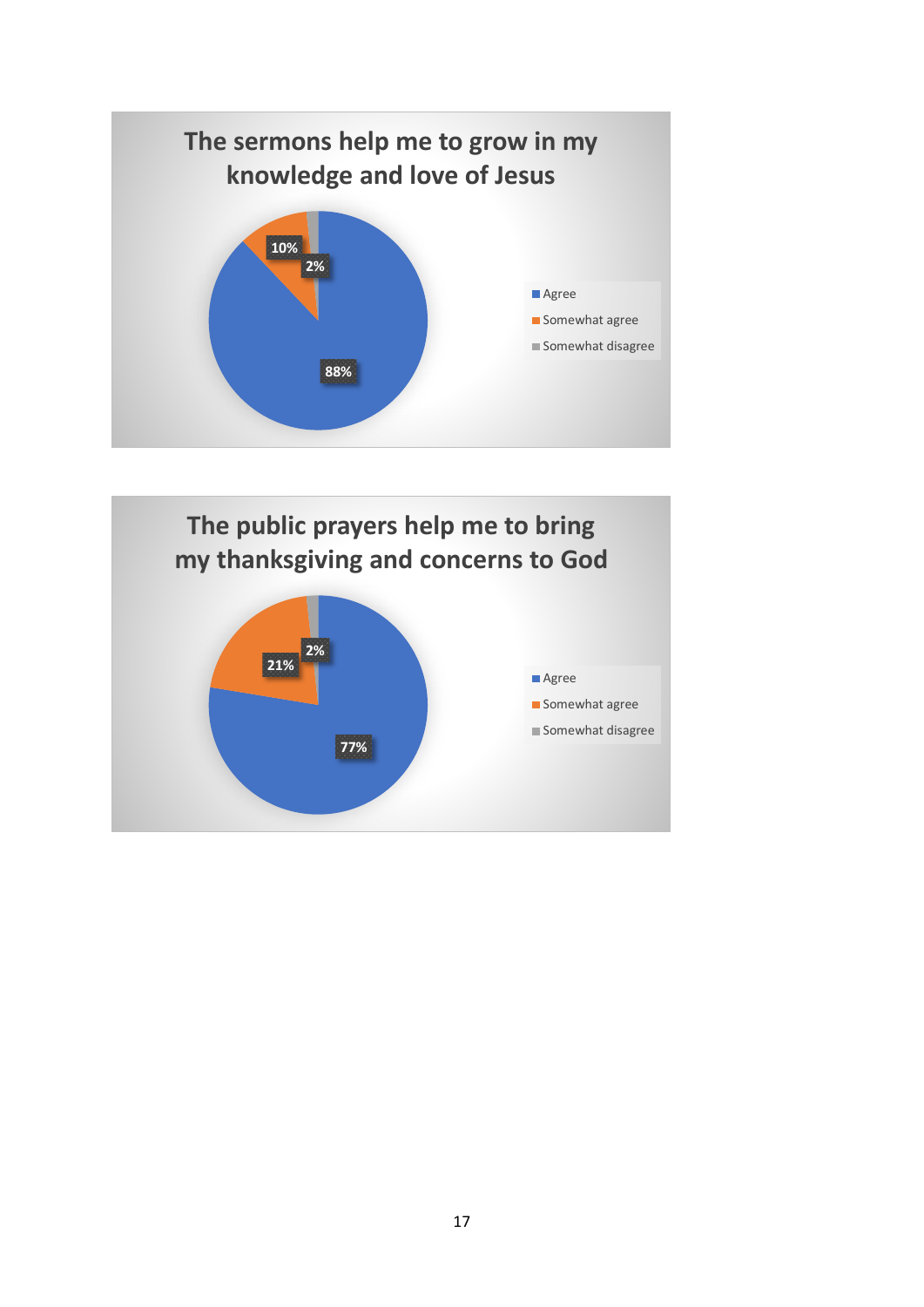## The sermons help me to grow in my knowledge and love of Jesus

| Response | Percentage |
| --- | --- |
| Agree | 88% |
| Somewhat agree | 10% |
| Somewhat disagree | 2% |

## The public prayers help me to bring my thanksgiving and concerns to God

| Response | Percentage |
| --- | --- |
| Agree | 77% |
| Somewhat agree | 21% |
| Somewhat disagree | 2% |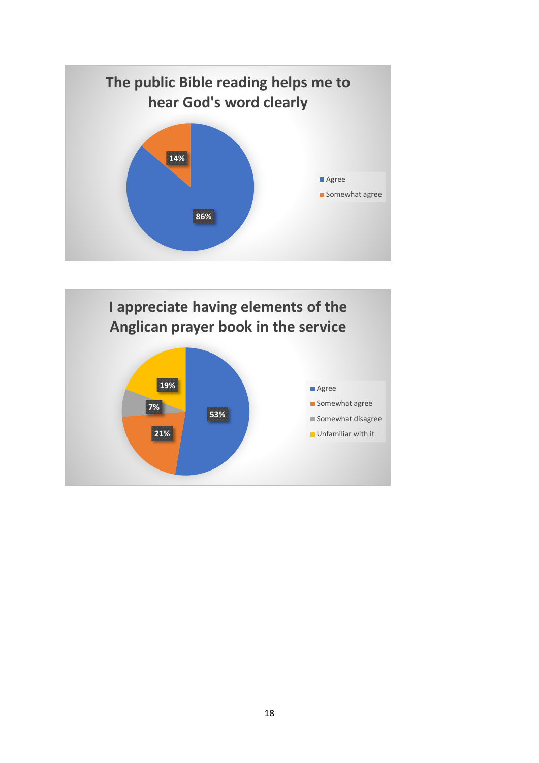**The public Bible reading helps me to hear God's word clearly**

| Response | Percentage |
| --- | --- |
| Agree | 86% |
| Somewhat agree | 14% |

**I appreciate having elements of the Anglican prayer book in the service**

| Response | Percentage |
| --- | --- |
| Agree | 53% |
| Somewhat agree | 21% |
| Somewhat disagree | 7% |
| Unfamiliar with it | 19% |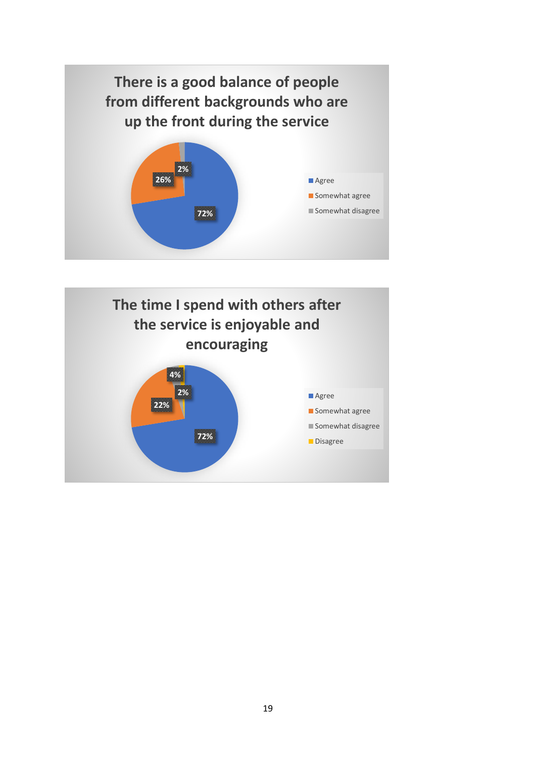**There is a good balance of people from different backgrounds who are up the front during the service**

| Response | Percentage |
| --- | --- |
| Agree | 72% |
| Somewhat agree | 26% |
| Somewhat disagree | 2% |

**The time I spend with others after the service is enjoyable and encouraging**

| Response | Percentage |
| --- | --- |
| Agree | 72% |
| Somewhat agree | 22% |
| Somewhat disagree | 4% |
| Disagree | 2% |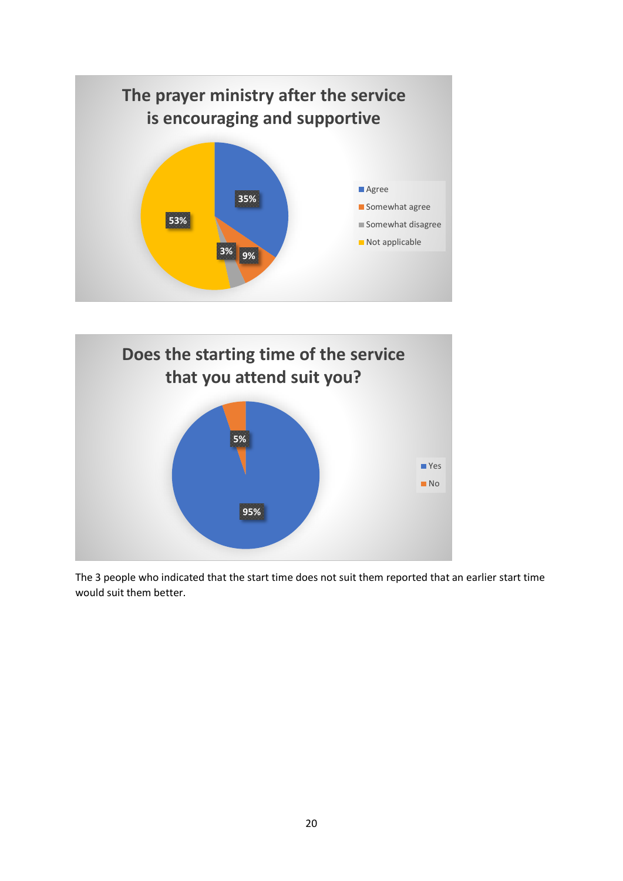## The prayer ministry after the service is encouraging and supportive

| Response | Percentage |
|---|---|
| Agree | 35% |
| Somewhat agree | 9% |
| Somewhat disagree | 3% |
| Not applicable | 53% |

## Does the starting time of the service that you attend suit you?

| Response | Percentage |
|---|---|
| Yes | 95% |
| No | 5% |

The 3 people who indicated that the start time does not suit them reported that an earlier start time would suit them better.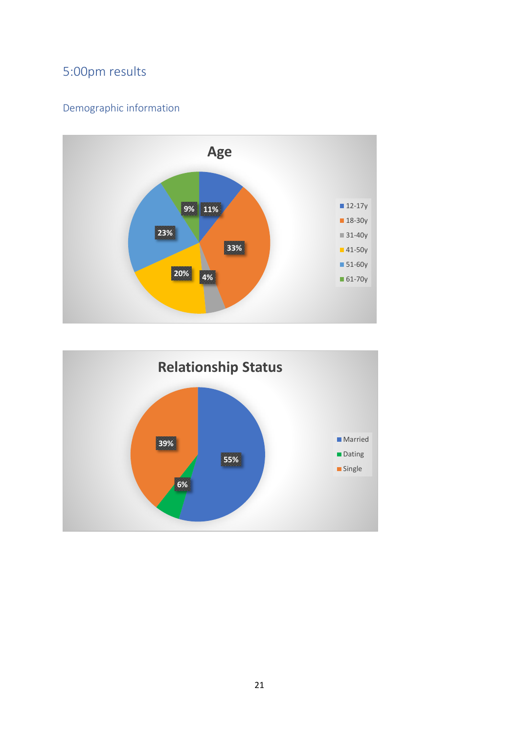## 5:00pm results

### Demographic information

**Age**

| Age group | Percentage |
|---|---|
| 12-17y | 11% |
| 18-30y | 33% |
| 31-40y | 4% |
| 41-50y | 20% |
| 51-60y | 23% |
| 61-70y | 9% |

**Relationship Status**

| Status | Percentage |
|---|---|
| Married | 55% |
| Dating | 6% |
| Single | 39% |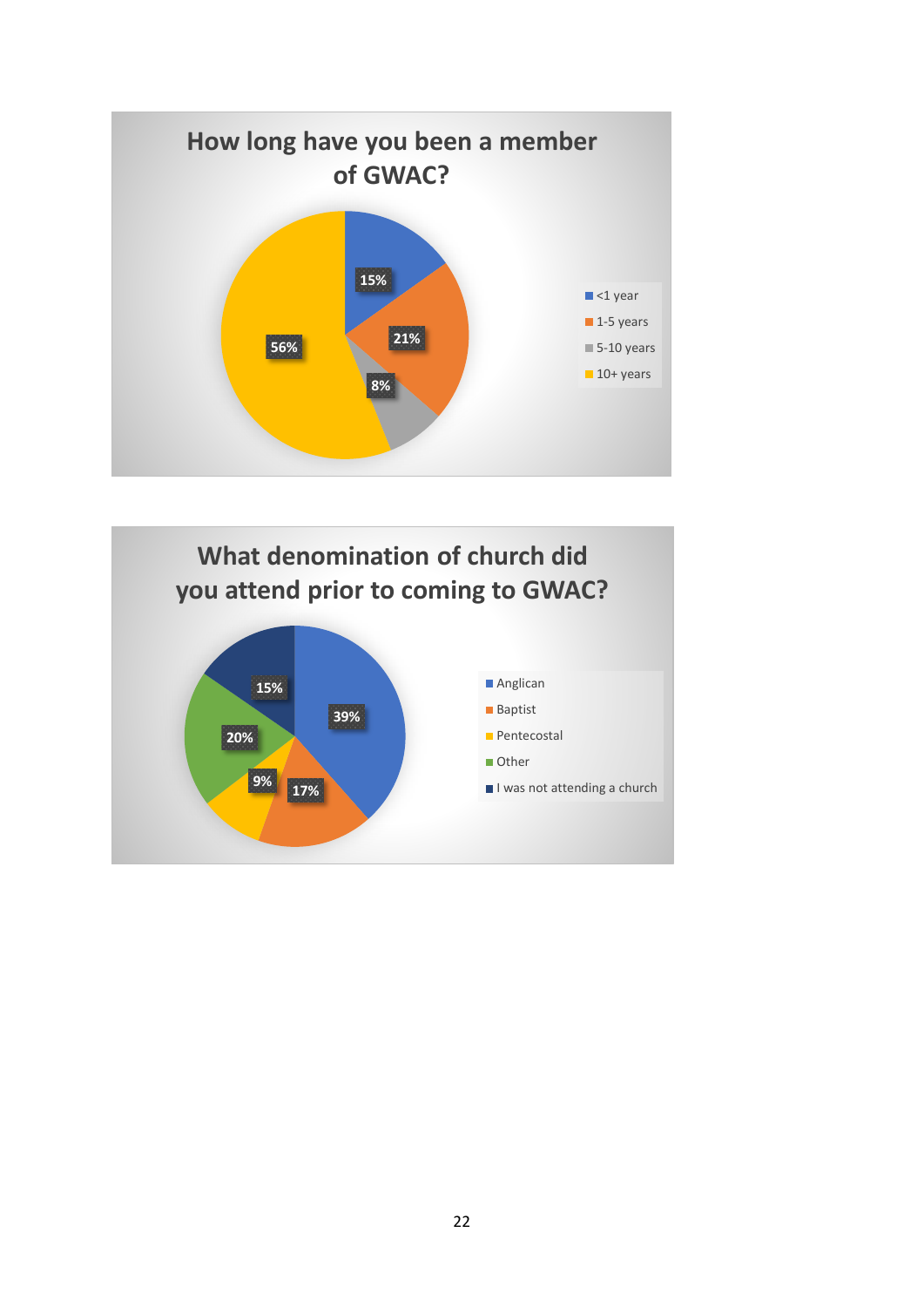## How long have you been a member of GWAC?

| Response | Percentage |
|---|---|
| <1 year | 15% |
| 1-5 years | 21% |
| 5-10 years | 8% |
| 10+ years | 56% |

## What denomination of church did you attend prior to coming to GWAC?

| Response | Percentage |
|---|---|
| Anglican | 39% |
| Baptist | 17% |
| Pentecostal | 9% |
| Other | 20% |
| I was not attending a church | 15% |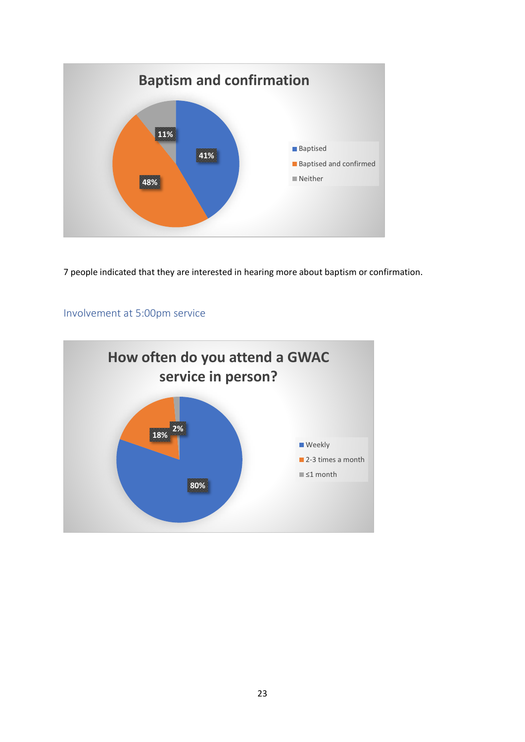**Baptism and confirmation**

| Category | Percentage |
|---|---|
| Baptised | 41% |
| Baptised and confirmed | 48% |
| Neither | 11% |

7 people indicated that they are interested in hearing more about baptism or confirmation.

## Involvement at 5:00pm service

**How often do you attend a GWAC service in person?**

| Frequency | Percentage |
|---|---|
| Weekly | 80% |
| 2-3 times a month | 18% |
| ≤1 month | 2% |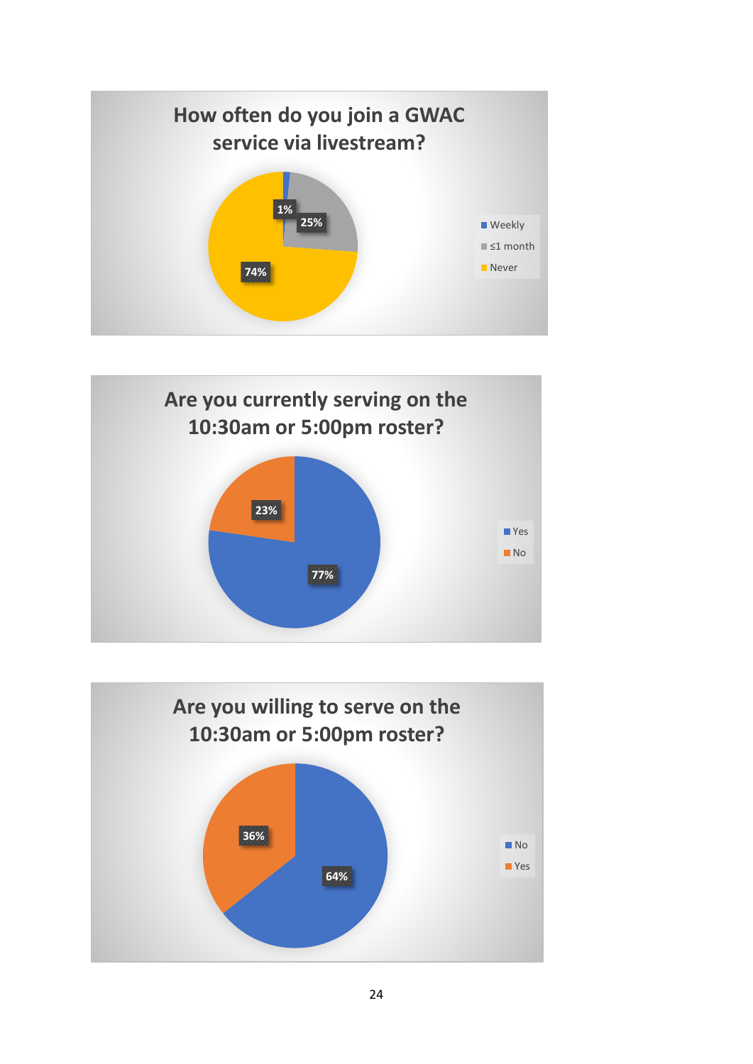**How often do you join a GWAC service via livestream?**

| Response | Percentage |
|---|---|
| Weekly | 1% |
| ≤1 month | 25% |
| Never | 74% |

**Are you currently serving on the 10:30am or 5:00pm roster?**

| Response | Percentage |
|---|---|
| Yes | 77% |
| No | 23% |

**Are you willing to serve on the 10:30am or 5:00pm roster?**

| Response | Percentage |
|---|---|
| No | 64% |
| Yes | 36% |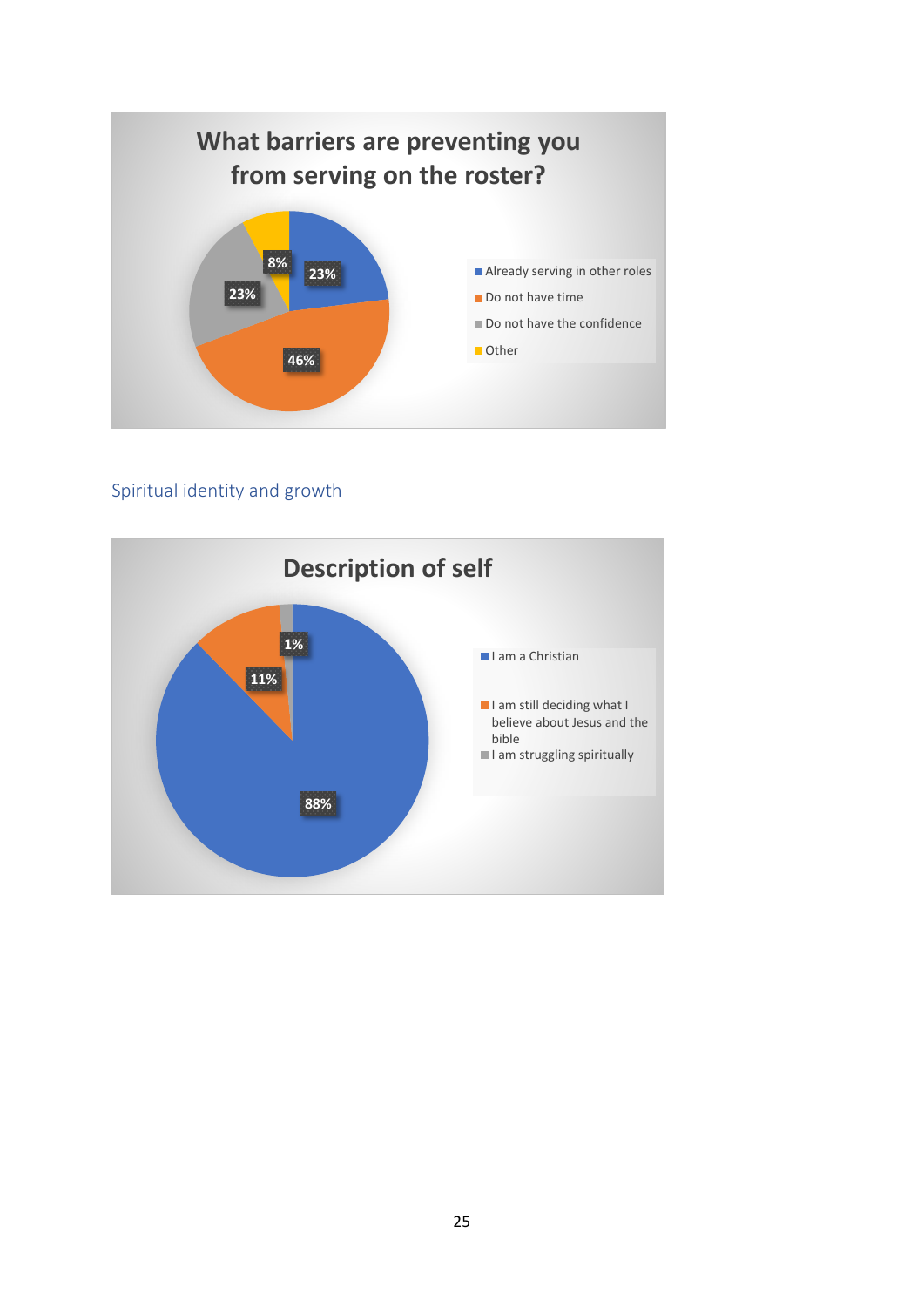**What barriers are preventing you from serving on the roster?**

| Response | Percentage |
| --- | --- |
| Already serving in other roles | 23% |
| Do not have time | 46% |
| Do not have the confidence | 23% |
| Other | 8% |

## Spiritual identity and growth

**Description of self**

| Response | Percentage |
| --- | --- |
| I am a Christian | 88% |
| I am still deciding what I believe about Jesus and the bible | 11% |
| I am struggling spiritually | 1% |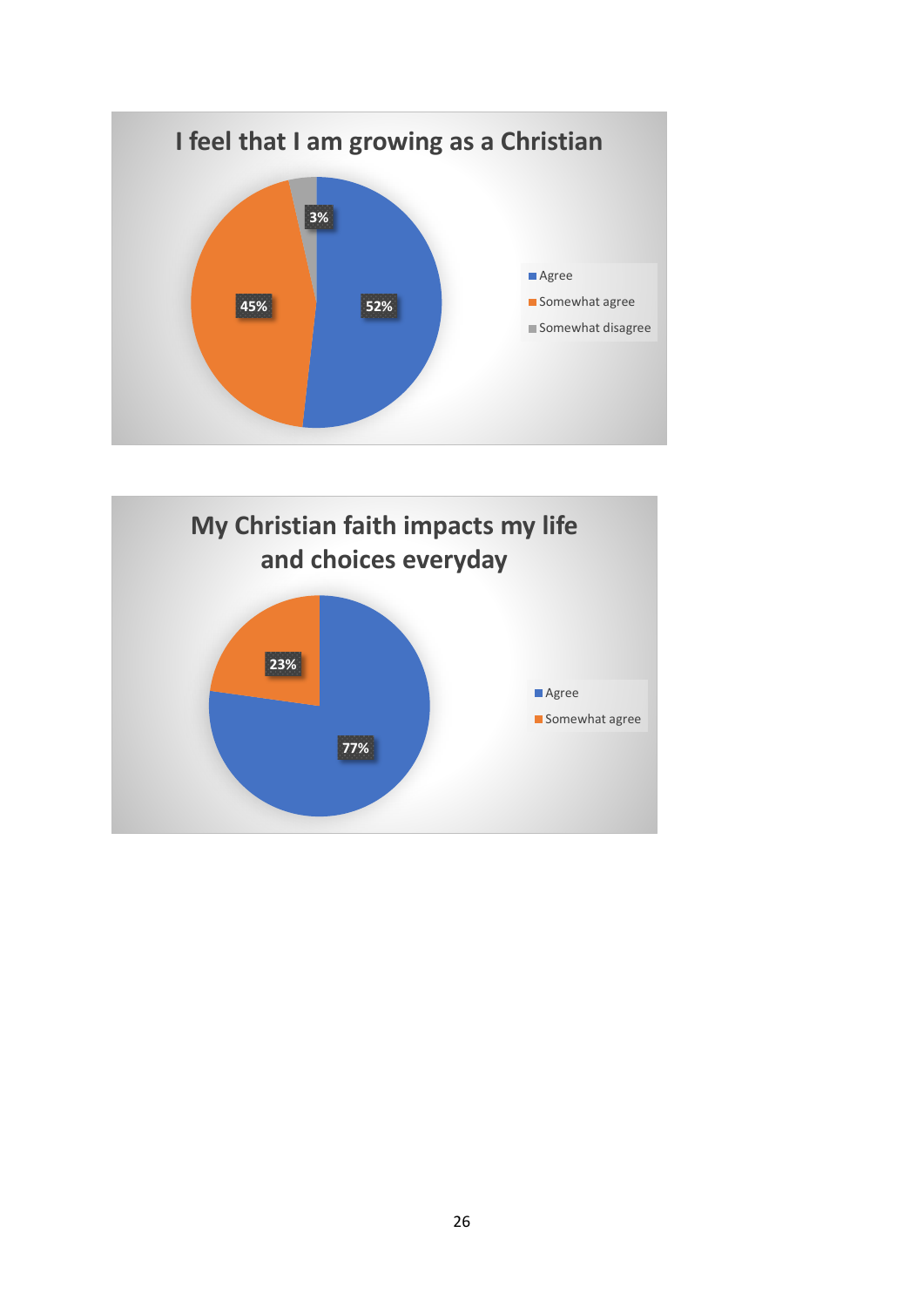**I feel that I am growing as a Christian**

| Response | Percentage |
|---|---|
| Agree | 52% |
| Somewhat agree | 45% |
| Somewhat disagree | 3% |

**My Christian faith impacts my life and choices everyday**

| Response | Percentage |
|---|---|
| Agree | 77% |
| Somewhat agree | 23% |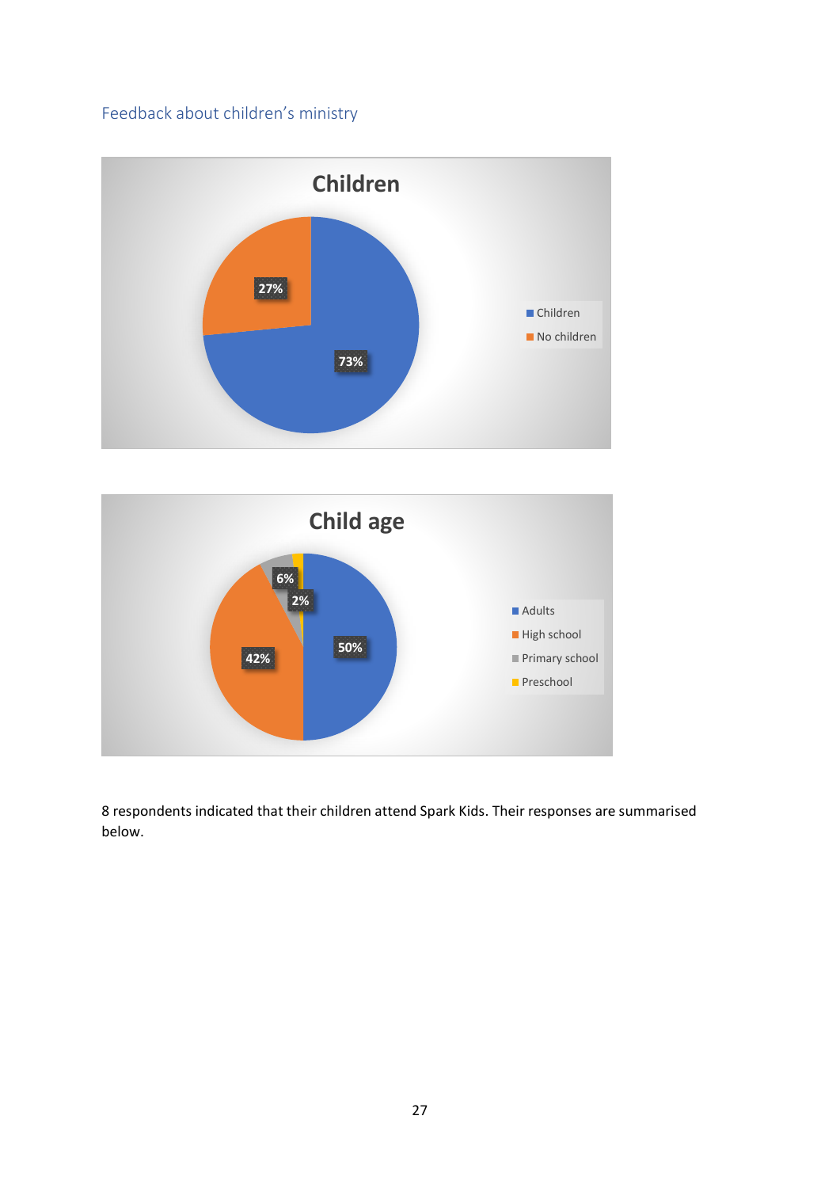## Feedback about children's ministry

**Children**

- Children: 73%
- No children: 27%

**Child age**

- Adults: 50%
- High school: 42%
- Primary school: 6%
- Preschool: 2%

8 respondents indicated that their children attend Spark Kids. Their responses are summarised below.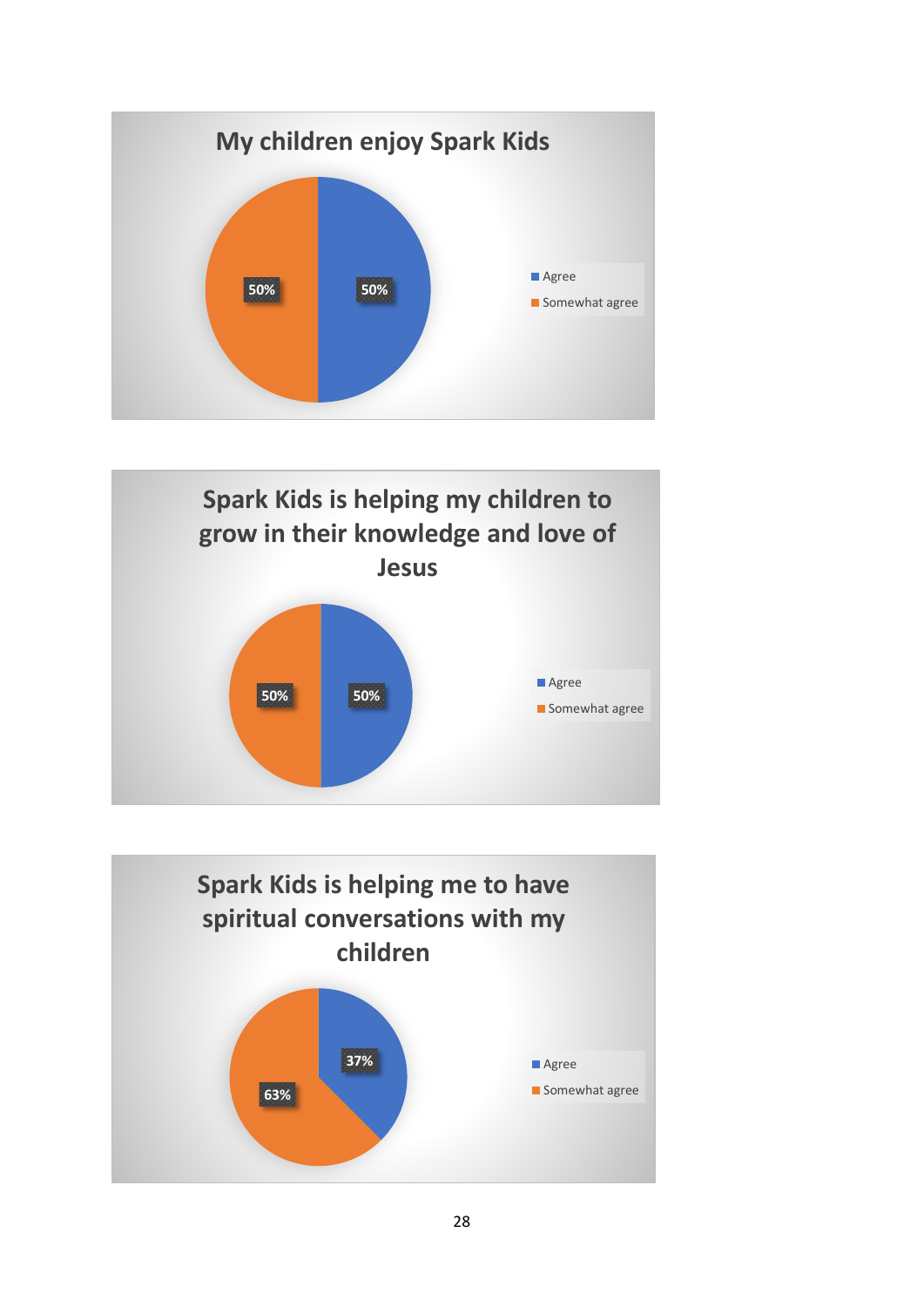**My children enjoy Spark Kids**

| Response | Percentage |
|---|---|
| Agree | 50% |
| Somewhat agree | 50% |

**Spark Kids is helping my children to grow in their knowledge and love of Jesus**

| Response | Percentage |
|---|---|
| Agree | 50% |
| Somewhat agree | 50% |

**Spark Kids is helping me to have spiritual conversations with my children**

| Response | Percentage |
|---|---|
| Agree | 37% |
| Somewhat agree | 63% |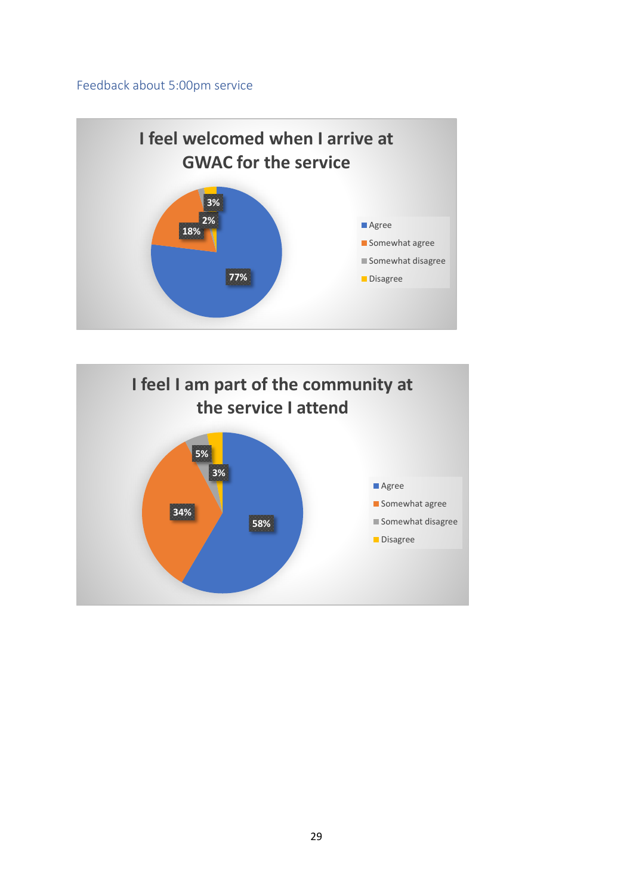## Feedback about 5:00pm service

**I feel welcomed when I arrive at GWAC for the service**

| Response | Percentage |
|---|---|
| Agree | 77% |
| Somewhat agree | 18% |
| Somewhat disagree | 2% |
| Disagree | 3% |

**I feel I am part of the community at the service I attend**

| Response | Percentage |
|---|---|
| Agree | 58% |
| Somewhat agree | 34% |
| Somewhat disagree | 5% |
| Disagree | 3% |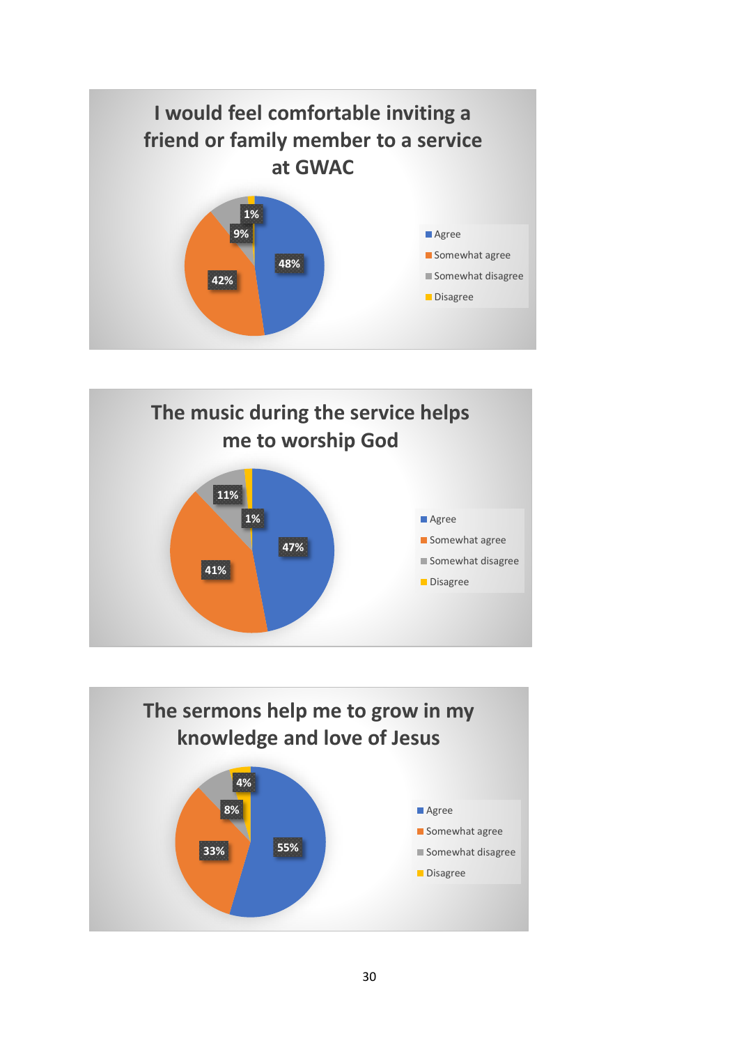### I would feel comfortable inviting a friend or family member to a service at GWAC

| Response | Percentage |
|---|---|
| Agree | 48% |
| Somewhat agree | 42% |
| Somewhat disagree | 9% |
| Disagree | 1% |

### The music during the service helps me to worship God

| Response | Percentage |
|---|---|
| Agree | 47% |
| Somewhat agree | 41% |
| Somewhat disagree | 11% |
| Disagree | 1% |

### The sermons help me to grow in my knowledge and love of Jesus

| Response | Percentage |
|---|---|
| Agree | 55% |
| Somewhat agree | 33% |
| Somewhat disagree | 8% |
| Disagree | 4% |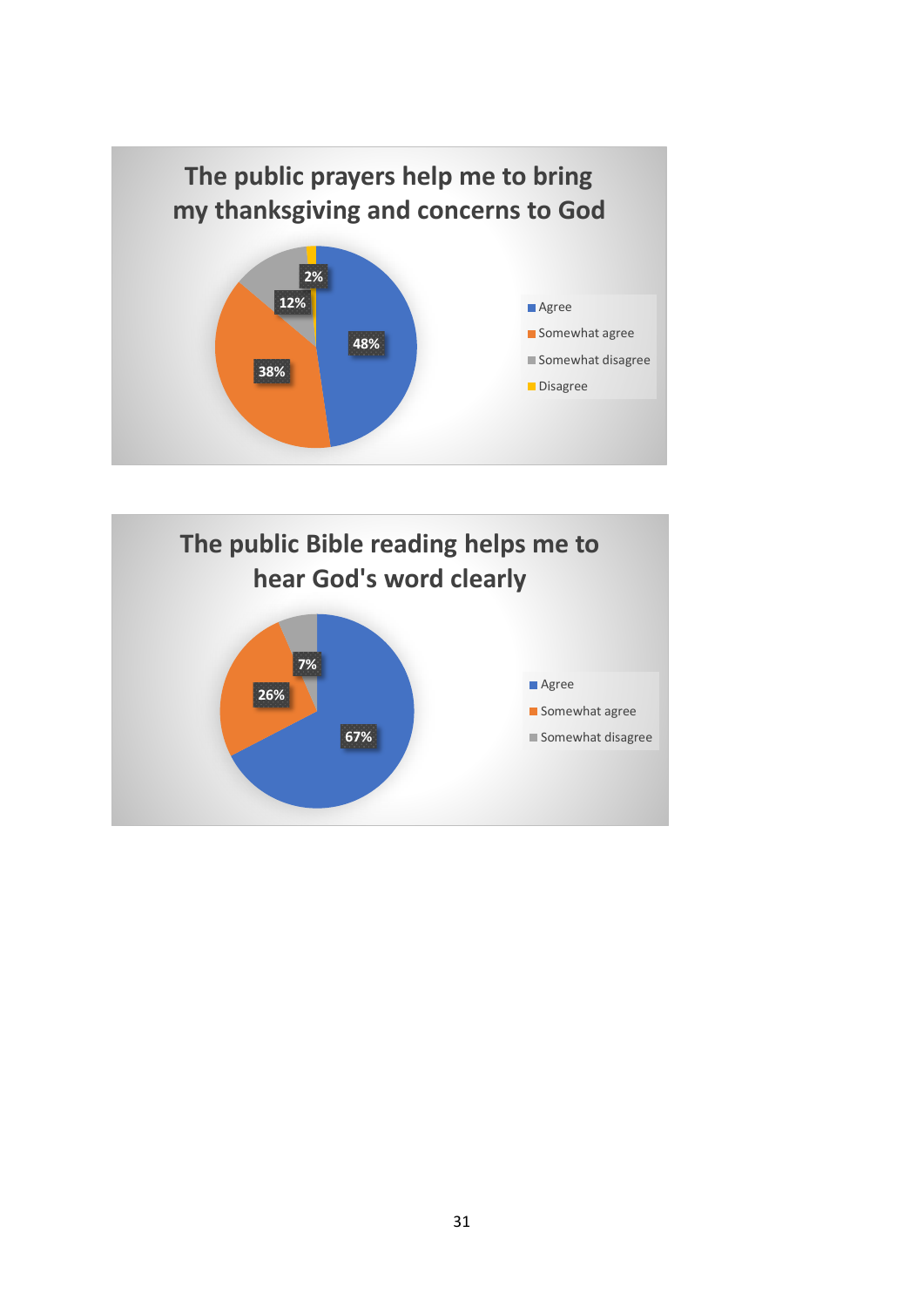## The public prayers help me to bring my thanksgiving and concerns to God

| Response | Percentage |
| --- | --- |
| Agree | 48% |
| Somewhat agree | 38% |
| Somewhat disagree | 12% |
| Disagree | 2% |

## The public Bible reading helps me to hear God's word clearly

| Response | Percentage |
| --- | --- |
| Agree | 67% |
| Somewhat agree | 26% |
| Somewhat disagree | 7% |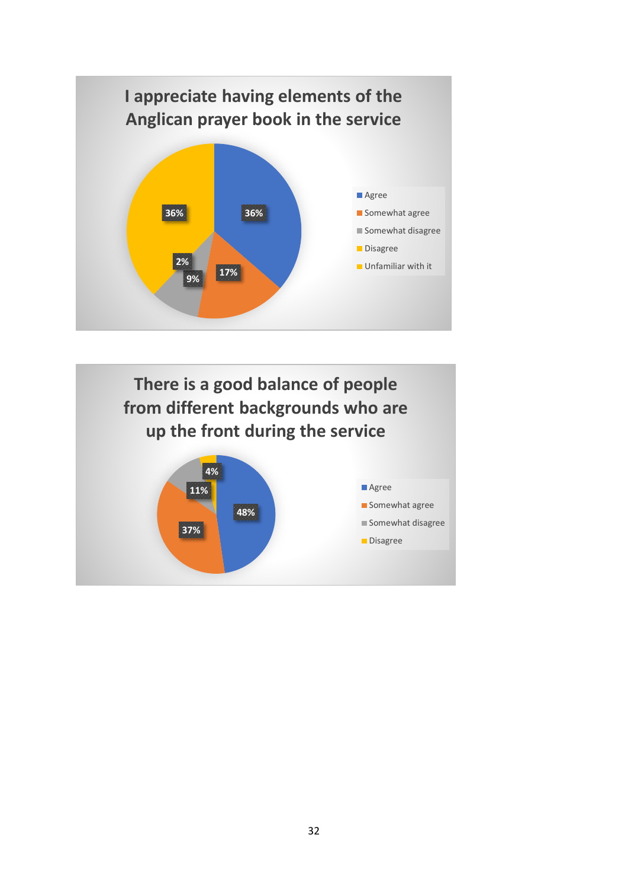## I appreciate having elements of the Anglican prayer book in the service

| Response | Percentage |
|---|---|
| Agree | 36% |
| Somewhat agree | 17% |
| Somewhat disagree | 9% |
| Disagree | 2% |
| Unfamiliar with it | 36% |

## There is a good balance of people from different backgrounds who are up the front during the service

| Response | Percentage |
|---|---|
| Agree | 48% |
| Somewhat agree | 37% |
| Somewhat disagree | 11% |
| Disagree | 4% |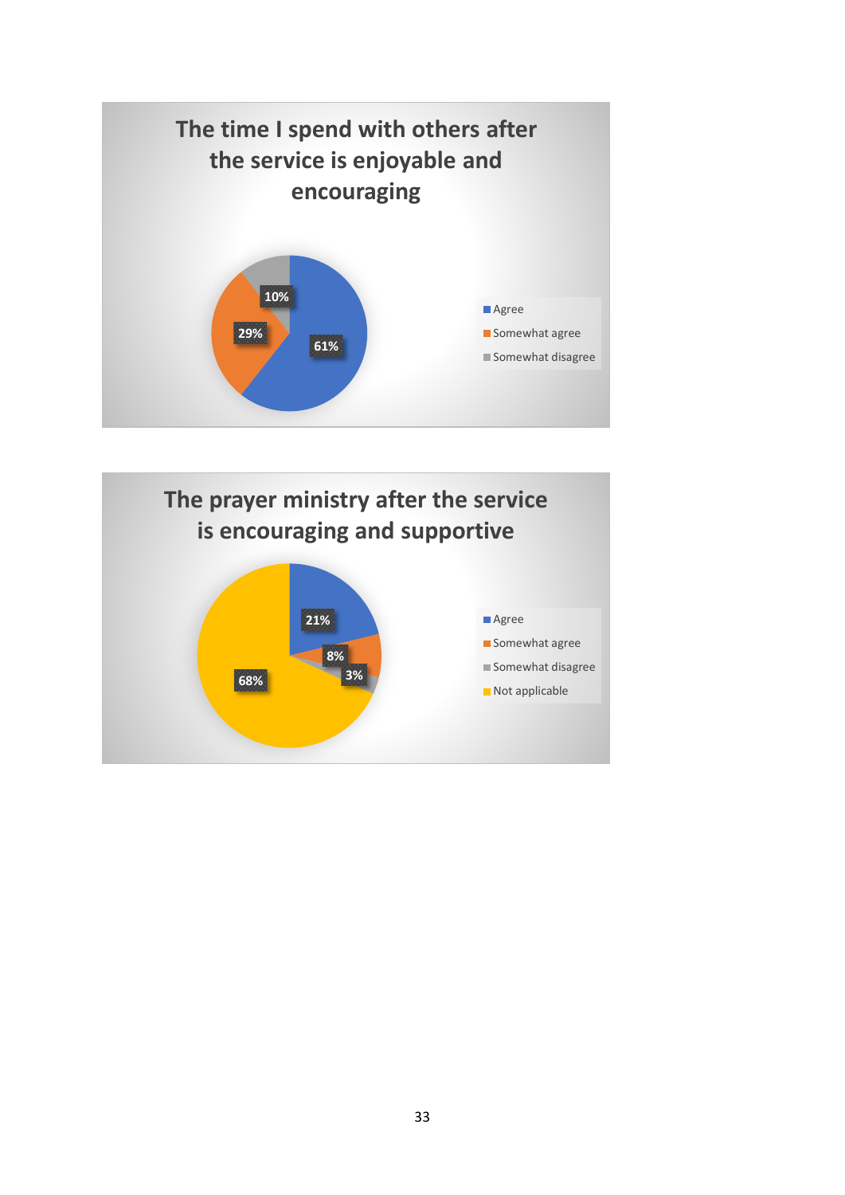**The time I spend with others after the service is enjoyable and encouraging**

| Response | Percentage |
| --- | --- |
| Agree | 61% |
| Somewhat agree | 29% |
| Somewhat disagree | 10% |

**The prayer ministry after the service is encouraging and supportive**

| Response | Percentage |
| --- | --- |
| Agree | 21% |
| Somewhat agree | 8% |
| Somewhat disagree | 3% |
| Not applicable | 68% |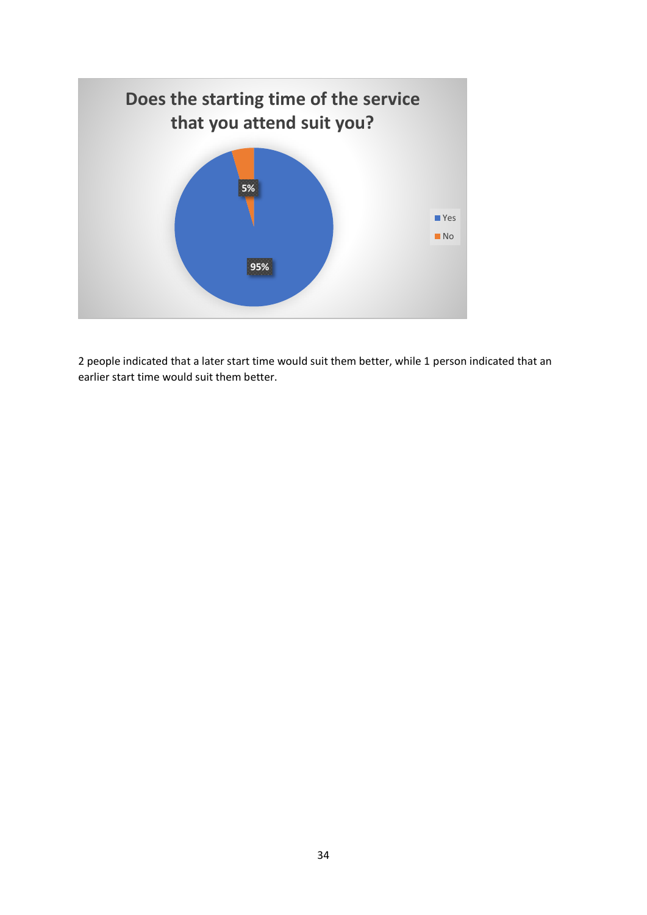Does the starting time of the service that you attend suit you?

5%

95%

Yes

No

2 people indicated that a later start time would suit them better, while 1 person indicated that an earlier start time would suit them better.